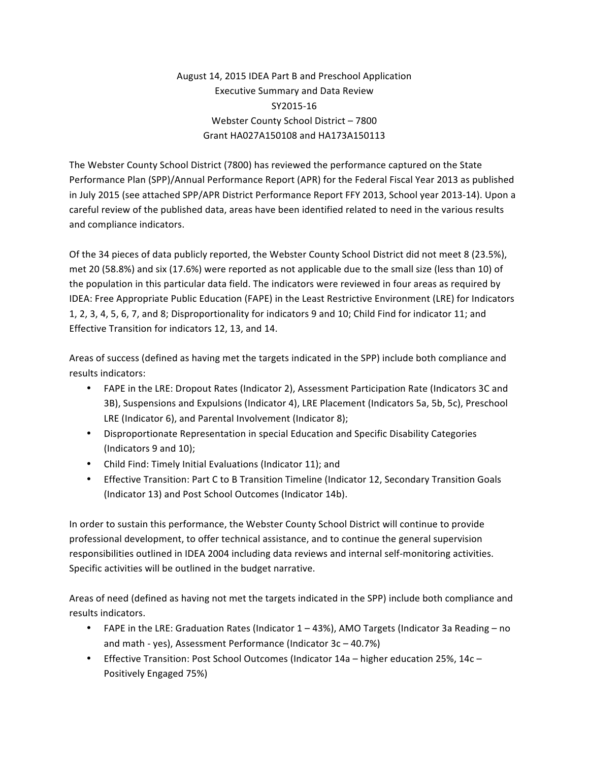August 14, 2015 IDEA Part B and Preschool Application
Executive Summary and Data Review
SY2015-16
Webster County School District – 7800
Grant HA027A150108 and HA173A150113

The Webster County School District (7800) has reviewed the performance captured on the State Performance Plan (SPP)/Annual Performance Report (APR) for the Federal Fiscal Year 2013 as published in July 2015 (see attached SPP/APR District Performance Report FFY 2013, School year 2013-14). Upon a careful review of the published data, areas have been identified related to need in the various results and compliance indicators.

Of the 34 pieces of data publicly reported, the Webster County School District did not meet 8 (23.5%), met 20 (58.8%) and six (17.6%) were reported as not applicable due to the small size (less than 10) of the population in this particular data field. The indicators were reviewed in four areas as required by IDEA: Free Appropriate Public Education (FAPE) in the Least Restrictive Environment (LRE) for Indicators 1, 2, 3, 4, 5, 6, 7, and 8; Disproportionality for indicators 9 and 10; Child Find for indicator 11; and Effective Transition for indicators 12, 13, and 14.

Areas of success (defined as having met the targets indicated in the SPP) include both compliance and results indicators:

- FAPE in the LRE: Dropout Rates (Indicator 2), Assessment Participation Rate (Indicators 3C and 3B), Suspensions and Expulsions (Indicator 4), LRE Placement (Indicators 5a, 5b, 5c), Preschool LRE (Indicator 6), and Parental Involvement (Indicator 8);
- Disproportionate Representation in special Education and Specific Disability Categories (Indicators 9 and 10);
- Child Find: Timely Initial Evaluations (Indicator 11); and
- Effective Transition: Part C to B Transition Timeline (Indicator 12, Secondary Transition Goals (Indicator 13) and Post School Outcomes (Indicator 14b).

In order to sustain this performance, the Webster County School District will continue to provide professional development, to offer technical assistance, and to continue the general supervision responsibilities outlined in IDEA 2004 including data reviews and internal self-monitoring activities. Specific activities will be outlined in the budget narrative.

Areas of need (defined as having not met the targets indicated in the SPP) include both compliance and results indicators.

- FAPE in the LRE: Graduation Rates (Indicator 1 – 43%), AMO Targets (Indicator 3a Reading – no and math - yes), Assessment Performance (Indicator 3c – 40.7%)
- Effective Transition: Post School Outcomes (Indicator 14a – higher education 25%, 14c – Positively Engaged 75%)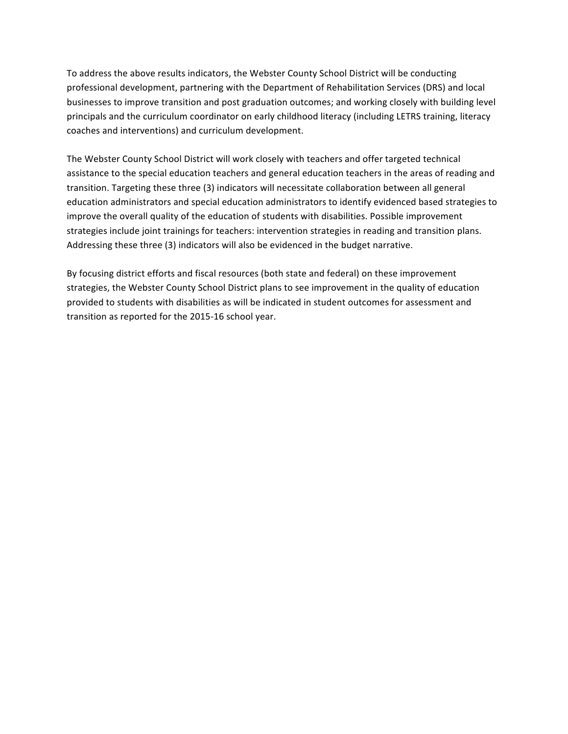To address the above results indicators, the Webster County School District will be conducting professional development, partnering with the Department of Rehabilitation Services (DRS) and local businesses to improve transition and post graduation outcomes; and working closely with building level principals and the curriculum coordinator on early childhood literacy (including LETRS training, literacy coaches and interventions) and curriculum development.

The Webster County School District will work closely with teachers and offer targeted technical assistance to the special education teachers and general education teachers in the areas of reading and transition. Targeting these three (3) indicators will necessitate collaboration between all general education administrators and special education administrators to identify evidenced based strategies to improve the overall quality of the education of students with disabilities. Possible improvement strategies include joint trainings for teachers: intervention strategies in reading and transition plans. Addressing these three (3) indicators will also be evidenced in the budget narrative.

By focusing district efforts and fiscal resources (both state and federal) on these improvement strategies, the Webster County School District plans to see improvement in the quality of education provided to students with disabilities as will be indicated in student outcomes for assessment and transition as reported for the 2015-16 school year.